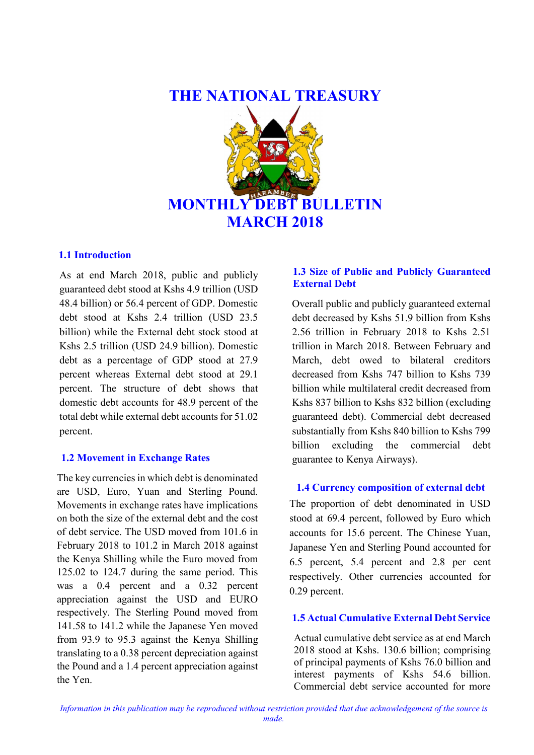# THE NATIONAL TREASURY

# MONTHLY DEBT BULLETIN
# MARCH 2018

## 1.1 Introduction

As at end March 2018, public and publicly guaranteed debt stood at Kshs 4.9 trillion (USD 48.4 billion) or 56.4 percent of GDP. Domestic debt stood at Kshs 2.4 trillion (USD 23.5 billion) while the External debt stock stood at Kshs 2.5 trillion (USD 24.9 billion). Domestic debt as a percentage of GDP stood at 27.9 percent whereas External debt stood at 29.1 percent. The structure of debt shows that domestic debt accounts for 48.9 percent of the total debt while external debt accounts for 51.02 percent.

## 1.2 Movement in Exchange Rates

The key currencies in which debt is denominated are USD, Euro, Yuan and Sterling Pound. Movements in exchange rates have implications on both the size of the external debt and the cost of debt service. The USD moved from 101.6 in February 2018 to 101.2 in March 2018 against the Kenya Shilling while the Euro moved from 125.02 to 124.7 during the same period. This was a 0.4 percent and a 0.32 percent appreciation against the USD and EURO respectively. The Sterling Pound moved from 141.58 to 141.2 while the Japanese Yen moved from 93.9 to 95.3 against the Kenya Shilling translating to a 0.38 percent depreciation against the Pound and a 1.4 percent appreciation against the Yen.

## 1.3 Size of Public and Publicly Guaranteed External Debt

Overall public and publicly guaranteed external debt decreased by Kshs 51.9 billion from Kshs 2.56 trillion in February 2018 to Kshs 2.51 trillion in March 2018. Between February and March, debt owed to bilateral creditors decreased from Kshs 747 billion to Kshs 739 billion while multilateral credit decreased from Kshs 837 billion to Kshs 832 billion (excluding guaranteed debt). Commercial debt decreased substantially from Kshs 840 billion to Kshs 799 billion excluding the commercial debt guarantee to Kenya Airways).

## 1.4 Currency composition of external debt

The proportion of debt denominated in USD stood at 69.4 percent, followed by Euro which accounts for 15.6 percent. The Chinese Yuan, Japanese Yen and Sterling Pound accounted for 6.5 percent, 5.4 percent and 2.8 per cent respectively. Other currencies accounted for 0.29 percent.

## 1.5 Actual Cumulative External Debt Service

Actual cumulative debt service as at end March 2018 stood at Kshs. 130.6 billion; comprising of principal payments of Kshs 76.0 billion and interest payments of Kshs 54.6 billion. Commercial debt service accounted for more

*Information in this publication may be reproduced without restriction provided that due acknowledgement of the source is made.*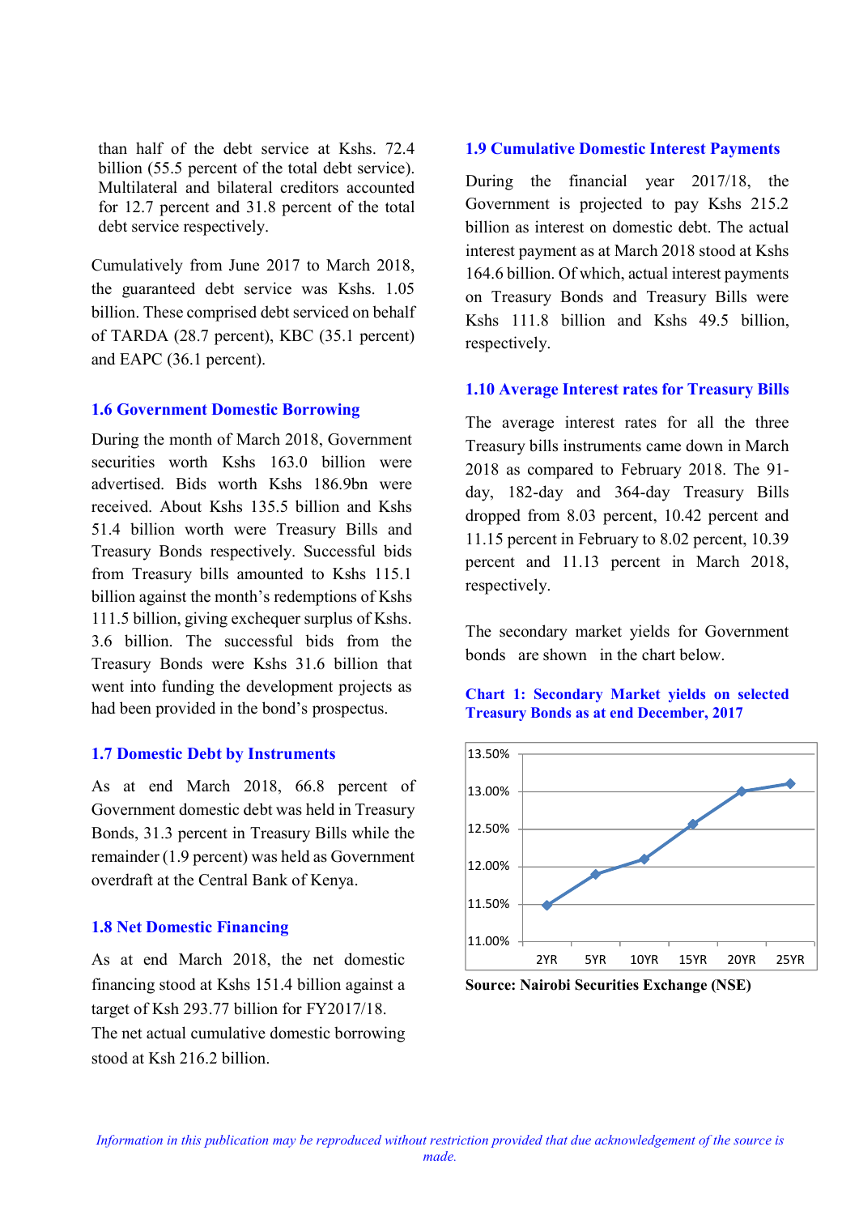than half of the debt service at Kshs. 72.4 billion (55.5 percent of the total debt service). Multilateral and bilateral creditors accounted for 12.7 percent and 31.8 percent of the total debt service respectively.

Cumulatively from June 2017 to March 2018, the guaranteed debt service was Kshs. 1.05 billion. These comprised debt serviced on behalf of TARDA (28.7 percent), KBC (35.1 percent) and EAPC (36.1 percent).

## 1.6 Government Domestic Borrowing

During the month of March 2018, Government securities worth Kshs 163.0 billion were advertised. Bids worth Kshs 186.9bn were received. About Kshs 135.5 billion and Kshs 51.4 billion worth were Treasury Bills and Treasury Bonds respectively. Successful bids from Treasury bills amounted to Kshs 115.1 billion against the month's redemptions of Kshs 111.5 billion, giving exchequer surplus of Kshs. 3.6 billion. The successful bids from the Treasury Bonds were Kshs 31.6 billion that went into funding the development projects as had been provided in the bond's prospectus.

## 1.7 Domestic Debt by Instruments

As at end March 2018, 66.8 percent of Government domestic debt was held in Treasury Bonds, 31.3 percent in Treasury Bills while the remainder (1.9 percent) was held as Government overdraft at the Central Bank of Kenya.

## 1.8 Net Domestic Financing

As at end March 2018, the net domestic financing stood at Kshs 151.4 billion against a target of Ksh 293.77 billion for FY2017/18. The net actual cumulative domestic borrowing stood at Ksh 216.2 billion.

## 1.9 Cumulative Domestic Interest Payments

During the financial year 2017/18, the Government is projected to pay Kshs 215.2 billion as interest on domestic debt. The actual interest payment as at March 2018 stood at Kshs 164.6 billion. Of which, actual interest payments on Treasury Bonds and Treasury Bills were Kshs 111.8 billion and Kshs 49.5 billion, respectively.

## 1.10 Average Interest rates for Treasury Bills

The average interest rates for all the three Treasury bills instruments came down in March 2018 as compared to February 2018. The 91-day, 182-day and 364-day Treasury Bills dropped from 8.03 percent, 10.42 percent and 11.15 percent in February to 8.02 percent, 10.39 percent and 11.13 percent in March 2018, respectively.

The secondary market yields for Government bonds are shown in the chart below.

**Chart 1: Secondary Market yields on selected Treasury Bonds as at end December, 2017**

| Tenor | Yield (approx.) |
|---|---|
| 2YR | 11.50% |
| 5YR | 11.90% |
| 10YR | 12.10% |
| 15YR | 12.55% |
| 20YR | 13.00% |
| 25YR | 13.10% |

**Source: Nairobi Securities Exchange (NSE)**

*Information in this publication may be reproduced without restriction provided that due acknowledgement of the source is made.*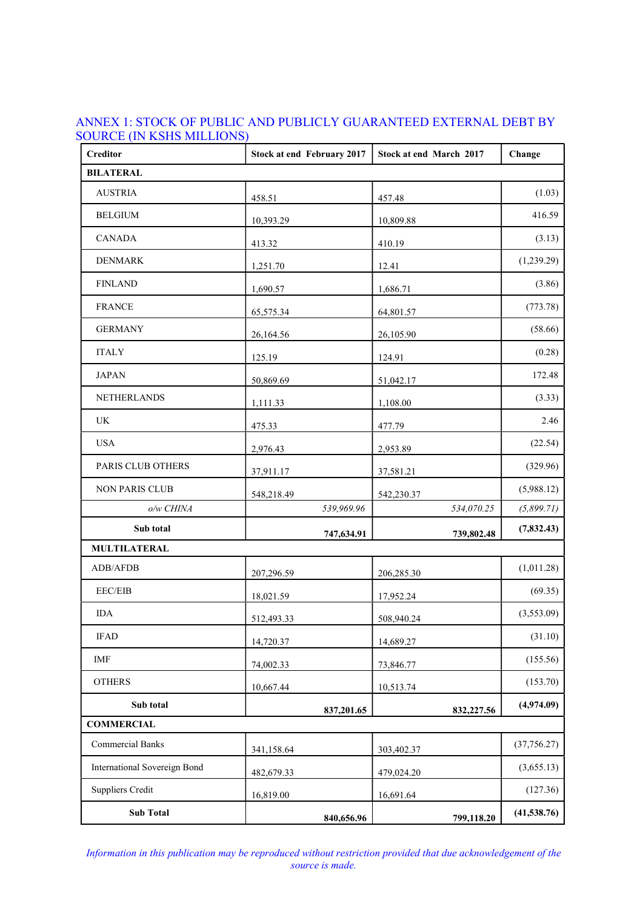## ANNEX 1: STOCK OF PUBLIC AND PUBLICLY GUARANTEED EXTERNAL DEBT BY SOURCE (IN KSHS MILLIONS)

| Creditor | Stock at end February 2017 | Stock at end March 2017 | Change |
|---|---|---|---|
| **BILATERAL** | | | |
| AUSTRIA | 458.51 | 457.48 | (1.03) |
| BELGIUM | 10,393.29 | 10,809.88 | 416.59 |
| CANADA | 413.32 | 410.19 | (3.13) |
| DENMARK | 1,251.70 | 12.41 | (1,239.29) |
| FINLAND | 1,690.57 | 1,686.71 | (3.86) |
| FRANCE | 65,575.34 | 64,801.57 | (773.78) |
| GERMANY | 26,164.56 | 26,105.90 | (58.66) |
| ITALY | 125.19 | 124.91 | (0.28) |
| JAPAN | 50,869.69 | 51,042.17 | 172.48 |
| NETHERLANDS | 1,111.33 | 1,108.00 | (3.33) |
| UK | 475.33 | 477.79 | 2.46 |
| USA | 2,976.43 | 2,953.89 | (22.54) |
| PARIS CLUB OTHERS | 37,911.17 | 37,581.21 | (329.96) |
| NON PARIS CLUB | 548,218.49 | 542,230.37 | (5,988.12) |
| *o/w CHINA* | *539,969.96* | *534,070.25* | *(5,899.71)* |
| **Sub total** | **747,634.91** | **739,802.48** | **(7,832.43)** |
| **MULTILATERAL** | | | |
| ADB/AFDB | 207,296.59 | 206,285.30 | (1,011.28) |
| EEC/EIB | 18,021.59 | 17,952.24 | (69.35) |
| IDA | 512,493.33 | 508,940.24 | (3,553.09) |
| IFAD | 14,720.37 | 14,689.27 | (31.10) |
| IMF | 74,002.33 | 73,846.77 | (155.56) |
| OTHERS | 10,667.44 | 10,513.74 | (153.70) |
| **Sub total** | **837,201.65** | **832,227.56** | **(4,974.09)** |
| **COMMERCIAL** | | | |
| Commercial Banks | 341,158.64 | 303,402.37 | (37,756.27) |
| International Sovereign Bond | 482,679.33 | 479,024.20 | (3,655.13) |
| Suppliers Credit | 16,819.00 | 16,691.64 | (127.36) |
| **Sub Total** | **840,656.96** | **799,118.20** | **(41,538.76)** |

*Information in this publication may be reproduced without restriction provided that due acknowledgement of the source is made.*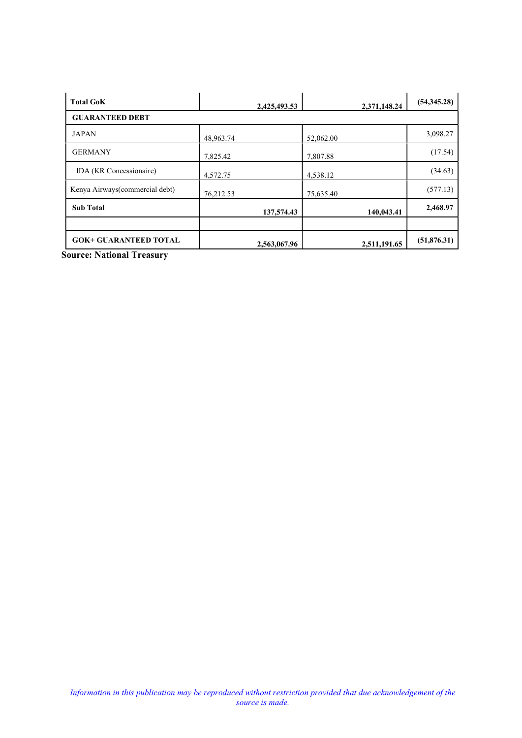| | | | |
|---|---|---|---|
| **Total GoK** | **2,425,493.53** | **2,371,148.24** | **(54,345.28)** |
| **GUARANTEED DEBT** | | | |
| JAPAN | 48,963.74 | 52,062.00 | 3,098.27 |
| GERMANY | 7,825.42 | 7,807.88 | (17.54) |
| IDA (KR Concessionaire) | 4,572.75 | 4,538.12 | (34.63) |
| Kenya Airways(commercial debt) | 76,212.53 | 75,635.40 | (577.13) |
| **Sub Total** | **137,574.43** | **140,043.41** | **2,468.97** |
| | | | |
| **GOK+ GUARANTEED TOTAL** | **2,563,067.96** | **2,511,191.65** | **(51,876.31)** |

**Source: National Treasury**

*Information in this publication may be reproduced without restriction provided that due acknowledgement of the source is made.*